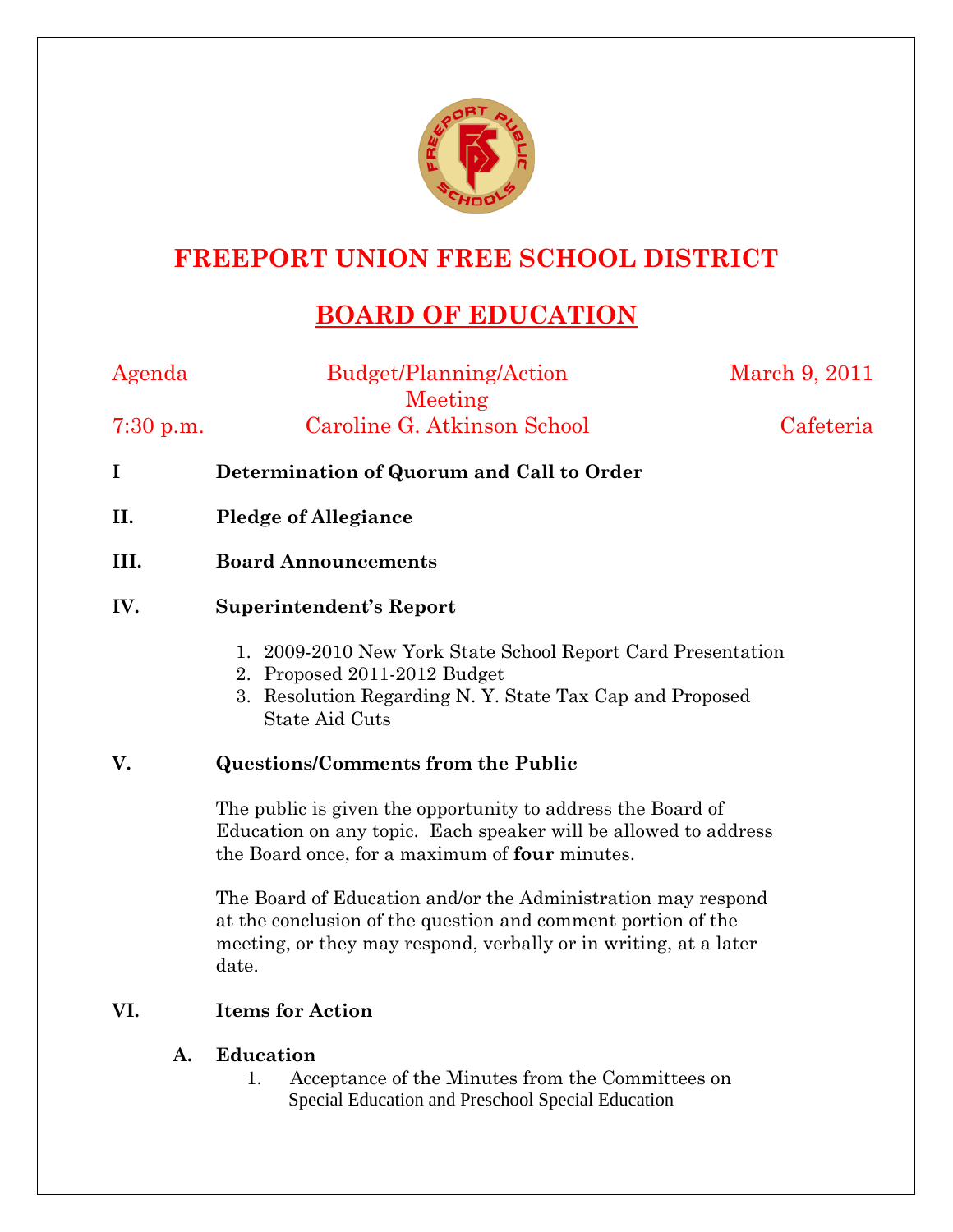# FREEPORT UNION FREE SCHOOL DISTRICT

## BOARD OF EDUCATION

Agenda — Budget/Planning/Action Meeting — March 9, 2011

7:30 p.m. — Caroline G. Atkinson School — Cafeteria

**I Determination of Quorum and Call to Order**

**II. Pledge of Allegiance**

**III. Board Announcements**

**IV. Superintendent's Report**

1. 2009-2010 New York State School Report Card Presentation
2. Proposed 2011-2012 Budget
3. Resolution Regarding N. Y. State Tax Cap and Proposed State Aid Cuts

**V. Questions/Comments from the Public**

The public is given the opportunity to address the Board of Education on any topic. Each speaker will be allowed to address the Board once, for a maximum of **four** minutes.

The Board of Education and/or the Administration may respond at the conclusion of the question and comment portion of the meeting, or they may respond, verbally or in writing, at a later date.

**VI. Items for Action**

**A. Education**

1. Acceptance of the Minutes from the Committees on Special Education and Preschool Special Education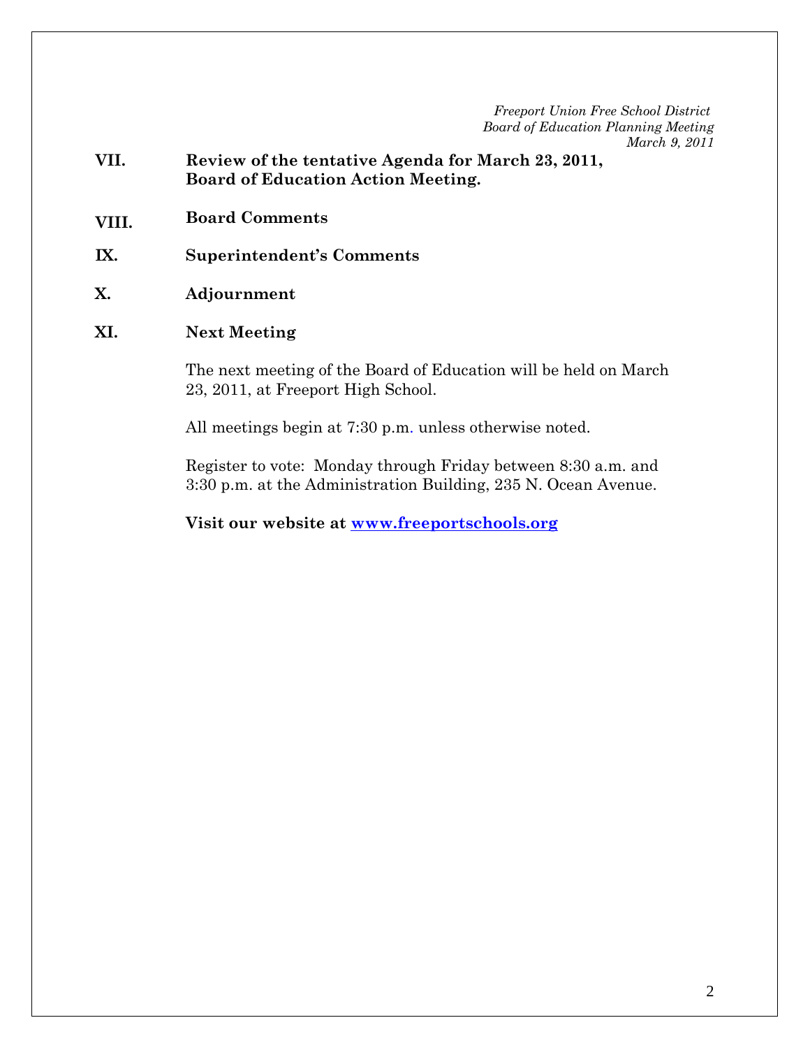*Freport Union Free School District*
*Board of Education Planning Meeting*
*March 9, 2011*

**VII. Review of the tentative Agenda for March 23, 2011, Board of Education Action Meeting.**

**VIII. Board Comments**

**IX. Superintendent's Comments**

**X. Adjournment**

**XI. Next Meeting**

The next meeting of the Board of Education will be held on March 23, 2011, at Freeport High School.

All meetings begin at 7:30 p.m. unless otherwise noted.

Register to vote: Monday through Friday between 8:30 a.m. and 3:30 p.m. at the Administration Building, 235 N. Ocean Avenue.

**Visit our website at [www.freeportschools.org](http://www.freeportschools.org)**